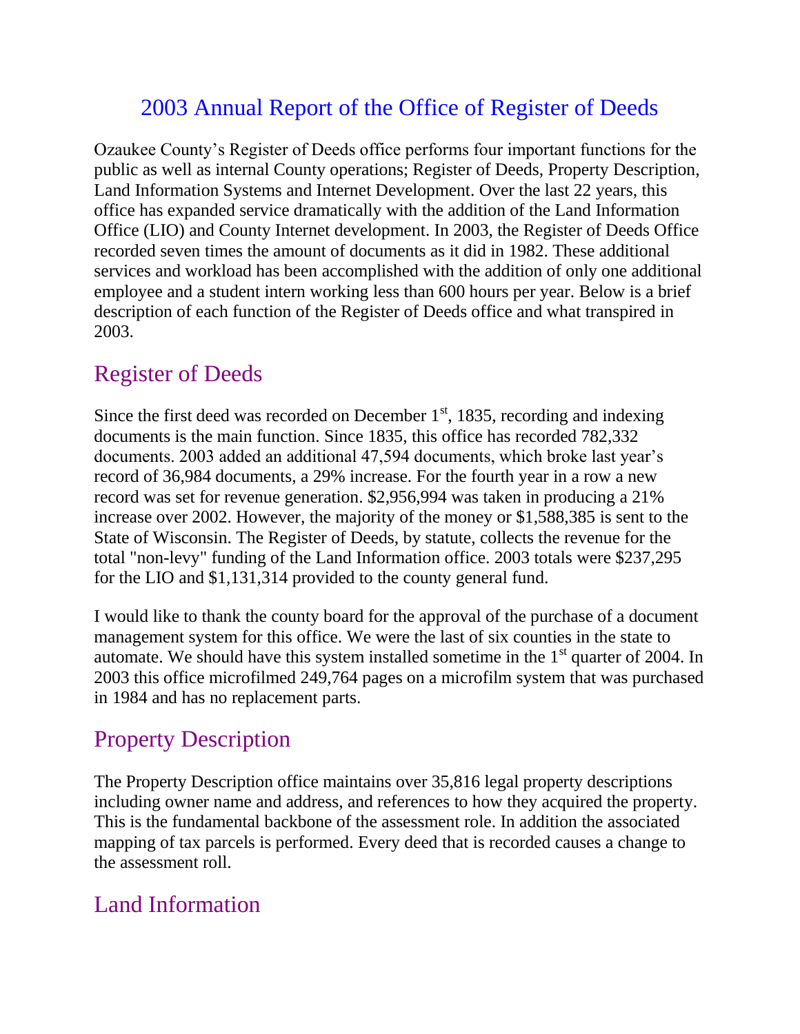# 2003 Annual Report of the Office of Register of Deeds

Ozaukee County's Register of Deeds office performs four important functions for the public as well as internal County operations; Register of Deeds, Property Description, Land Information Systems and Internet Development. Over the last 22 years, this office has expanded service dramatically with the addition of the Land Information Office (LIO) and County Internet development. In 2003, the Register of Deeds Office recorded seven times the amount of documents as it did in 1982. These additional services and workload has been accomplished with the addition of only one additional employee and a student intern working less than 600 hours per year. Below is a brief description of each function of the Register of Deeds office and what transpired in 2003.

## Register of Deeds

Since the first deed was recorded on December 1st, 1835, recording and indexing documents is the main function. Since 1835, this office has recorded 782,332 documents. 2003 added an additional 47,594 documents, which broke last year's record of 36,984 documents, a 29% increase. For the fourth year in a row a new record was set for revenue generation. $2,956,994 was taken in producing a 21% increase over 2002. However, the majority of the money or $1,588,385 is sent to the State of Wisconsin. The Register of Deeds, by statute, collects the revenue for the total "non-levy" funding of the Land Information office. 2003 totals were $237,295 for the LIO and $1,131,314 provided to the county general fund.

I would like to thank the county board for the approval of the purchase of a document management system for this office. We were the last of six counties in the state to automate. We should have this system installed sometime in the 1st quarter of 2004. In 2003 this office microfilmed 249,764 pages on a microfilm system that was purchased in 1984 and has no replacement parts.

## Property Description

The Property Description office maintains over 35,816 legal property descriptions including owner name and address, and references to how they acquired the property. This is the fundamental backbone of the assessment role. In addition the associated mapping of tax parcels is performed. Every deed that is recorded causes a change to the assessment roll.

## Land Information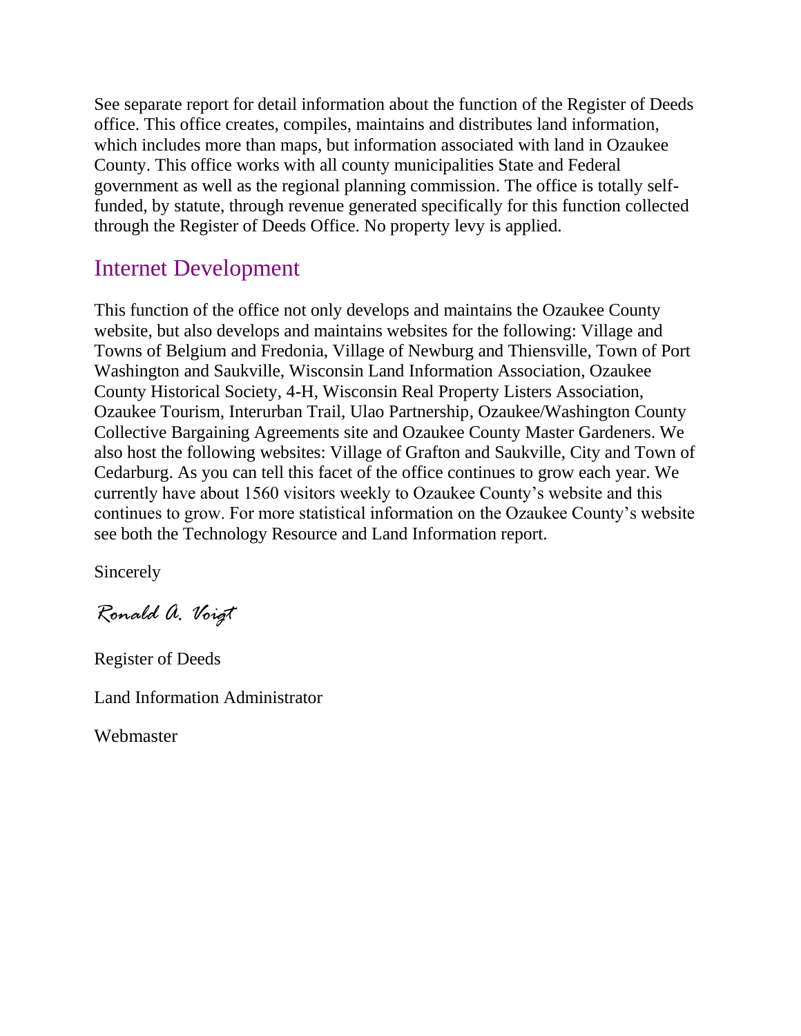See separate report for detail information about the function of the Register of Deeds office. This office creates, compiles, maintains and distributes land information, which includes more than maps, but information associated with land in Ozaukee County. This office works with all county municipalities State and Federal government as well as the regional planning commission. The office is totally self-funded, by statute, through revenue generated specifically for this function collected through the Register of Deeds Office. No property levy is applied.

## Internet Development

This function of the office not only develops and maintains the Ozaukee County website, but also develops and maintains websites for the following: Village and Towns of Belgium and Fredonia, Village of Newburg and Thiensville, Town of Port Washington and Saukville, Wisconsin Land Information Association, Ozaukee County Historical Society, 4-H, Wisconsin Real Property Listers Association, Ozaukee Tourism, Interurban Trail, Ulao Partnership, Ozaukee/Washington County Collective Bargaining Agreements site and Ozaukee County Master Gardeners. We also host the following websites: Village of Grafton and Saukville, City and Town of Cedarburg. As you can tell this facet of the office continues to grow each year. We currently have about 1560 visitors weekly to Ozaukee County's website and this continues to grow. For more statistical information on the Ozaukee County's website see both the Technology Resource and Land Information report.

Sincerely

*Ronald A. Voigt*

Register of Deeds

Land Information Administrator

Webmaster